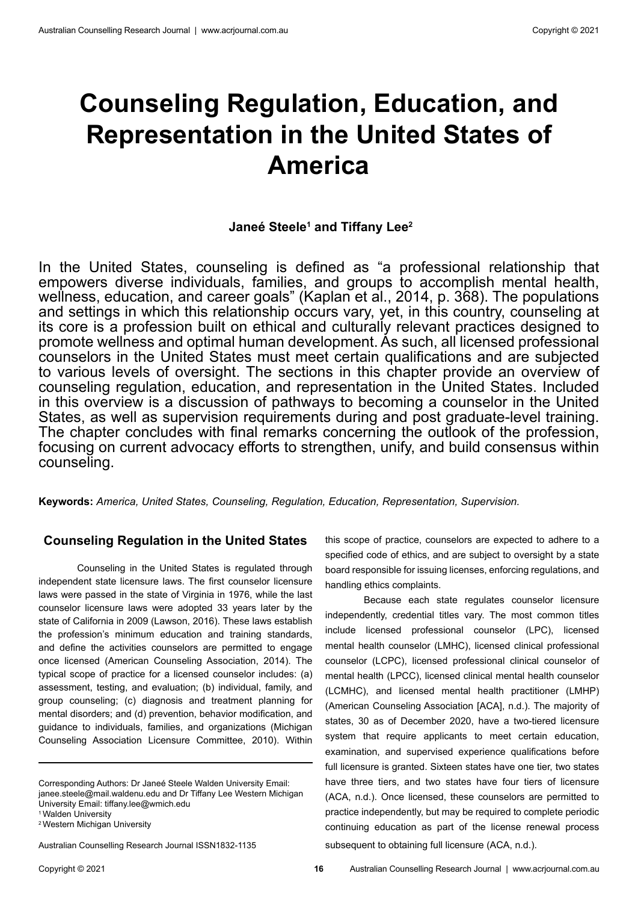# Counseling Regulation, Education, and Representation in the United States of America

**Janeé Steele[1] and Tiffany Lee[2]**

In the United States, counseling is defined as "a professional relationship that empowers diverse individuals, families, and groups to accomplish mental health, wellness, education, and career goals" (Kaplan et al., 2014, p. 368). The populations and settings in which this relationship occurs vary, yet, in this country, counseling at its core is a profession built on ethical and culturally relevant practices designed to promote wellness and optimal human development. As such, all licensed professional counselors in the United States must meet certain qualifications and are subjected to various levels of oversight. The sections in this chapter provide an overview of counseling regulation, education, and representation in the United States. Included in this overview is a discussion of pathways to becoming a counselor in the United States, as well as supervision requirements during and post graduate-level training. The chapter concludes with final remarks concerning the outlook of the profession, focusing on current advocacy efforts to strengthen, unify, and build consensus within counseling.

**Keywords:** *America, United States, Counseling, Regulation, Education, Representation, Supervision.*

## Counseling Regulation in the United States

Counseling in the United States is regulated through independent state licensure laws. The first counselor licensure laws were passed in the state of Virginia in 1976, while the last counselor licensure laws were adopted 33 years later by the state of California in 2009 (Lawson, 2016). These laws establish the profession's minimum education and training standards, and define the activities counselors are permitted to engage once licensed (American Counseling Association, 2014). The typical scope of practice for a licensed counselor includes: (a) assessment, testing, and evaluation; (b) individual, family, and group counseling; (c) diagnosis and treatment planning for mental disorders; and (d) prevention, behavior modification, and guidance to individuals, families, and organizations (Michigan Counseling Association Licensure Committee, 2010). Within this scope of practice, counselors are expected to adhere to a specified code of ethics, and are subject to oversight by a state board responsible for issuing licenses, enforcing regulations, and handling ethics complaints.

Because each state regulates counselor licensure independently, credential titles vary. The most common titles include licensed professional counselor (LPC), licensed mental health counselor (LMHC), licensed clinical professional counselor (LCPC), licensed professional clinical counselor of mental health (LPCC), licensed clinical mental health counselor (LCMHC), and licensed mental health practitioner (LMHP) (American Counseling Association [ACA], n.d.). The majority of states, 30 as of December 2020, have a two-tiered licensure system that require applicants to meet certain education, examination, and supervised experience qualifications before full licensure is granted. Sixteen states have one tier, two states have three tiers, and two states have four tiers of licensure (ACA, n.d.). Once licensed, these counselors are permitted to practice independently, but may be required to complete periodic continuing education as part of the license renewal process subsequent to obtaining full licensure (ACA, n.d.).

---

Corresponding Authors: Dr Janeé Steele Walden University Email: janee.steele@mail.waldenu.edu and Dr Tiffany Lee Western Michigan University Email: tiffany.lee@wmich.edu

[1] Walden University

[2] Western Michigan University

Australian Counselling Research Journal ISSN1832-1135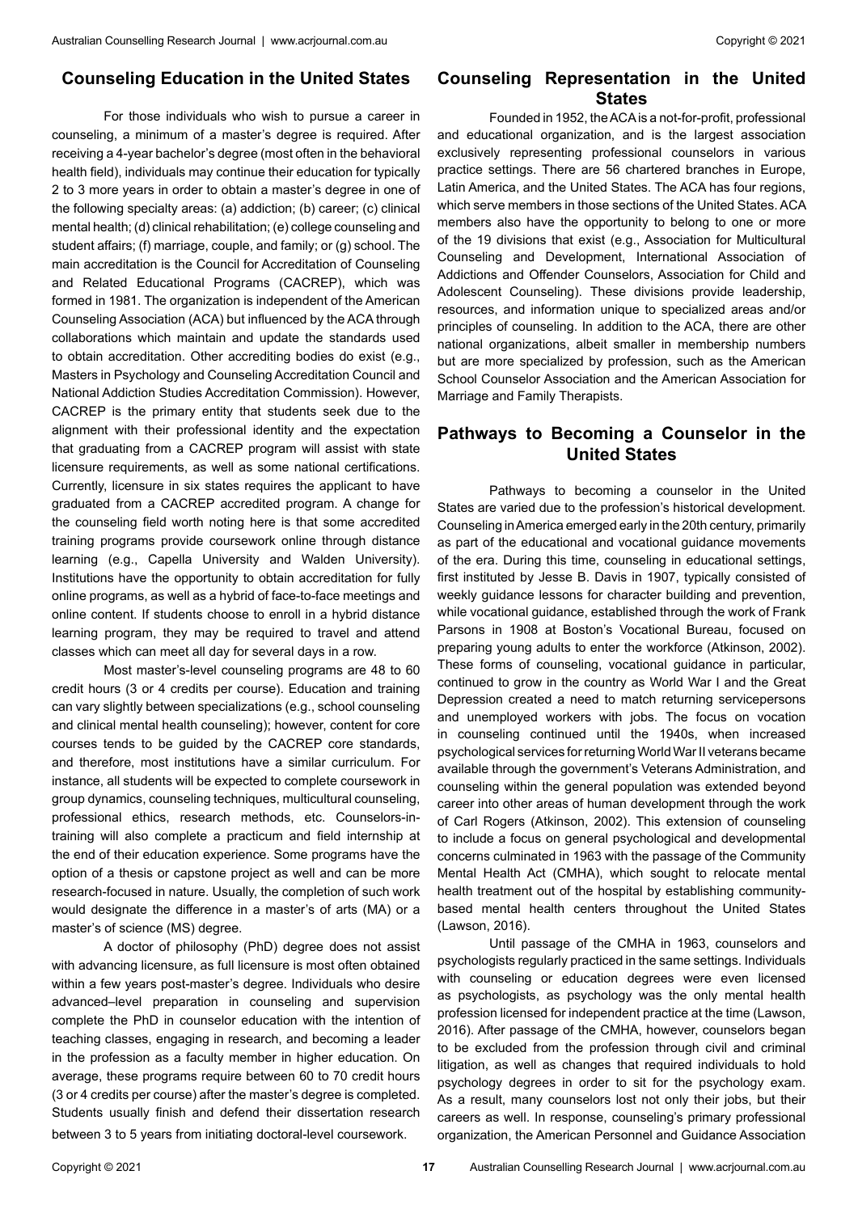## Counseling Education in the United States

For those individuals who wish to pursue a career in counseling, a minimum of a master's degree is required. After receiving a 4-year bachelor's degree (most often in the behavioral health field), individuals may continue their education for typically 2 to 3 more years in order to obtain a master's degree in one of the following specialty areas: (a) addiction; (b) career; (c) clinical mental health; (d) clinical rehabilitation; (e) college counseling and student affairs; (f) marriage, couple, and family; or (g) school. The main accreditation is the Council for Accreditation of Counseling and Related Educational Programs (CACREP), which was formed in 1981. The organization is independent of the American Counseling Association (ACA) but influenced by the ACA through collaborations which maintain and update the standards used to obtain accreditation. Other accrediting bodies do exist (e.g., Masters in Psychology and Counseling Accreditation Council and National Addiction Studies Accreditation Commission). However, CACREP is the primary entity that students seek due to the alignment with their professional identity and the expectation that graduating from a CACREP program will assist with state licensure requirements, as well as some national certifications. Currently, licensure in six states requires the applicant to have graduated from a CACREP accredited program. A change for the counseling field worth noting here is that some accredited training programs provide coursework online through distance learning (e.g., Capella University and Walden University). Institutions have the opportunity to obtain accreditation for fully online programs, as well as a hybrid of face-to-face meetings and online content. If students choose to enroll in a hybrid distance learning program, they may be required to travel and attend classes which can meet all day for several days in a row.

Most master's-level counseling programs are 48 to 60 credit hours (3 or 4 credits per course). Education and training can vary slightly between specializations (e.g., school counseling and clinical mental health counseling); however, content for core courses tends to be guided by the CACREP core standards, and therefore, most institutions have a similar curriculum. For instance, all students will be expected to complete coursework in group dynamics, counseling techniques, multicultural counseling, professional ethics, research methods, etc. Counselors-in-training will also complete a practicum and field internship at the end of their education experience. Some programs have the option of a thesis or capstone project as well and can be more research-focused in nature. Usually, the completion of such work would designate the difference in a master's of arts (MA) or a master's of science (MS) degree.

A doctor of philosophy (PhD) degree does not assist with advancing licensure, as full licensure is most often obtained within a few years post-master's degree. Individuals who desire advanced–level preparation in counseling and supervision complete the PhD in counselor education with the intention of teaching classes, engaging in research, and becoming a leader in the profession as a faculty member in higher education. On average, these programs require between 60 to 70 credit hours (3 or 4 credits per course) after the master's degree is completed. Students usually finish and defend their dissertation research between 3 to 5 years from initiating doctoral-level coursework.

## Counseling Representation in the United States

Founded in 1952, the ACA is a not-for-profit, professional and educational organization, and is the largest association exclusively representing professional counselors in various practice settings. There are 56 chartered branches in Europe, Latin America, and the United States. The ACA has four regions, which serve members in those sections of the United States. ACA members also have the opportunity to belong to one or more of the 19 divisions that exist (e.g., Association for Multicultural Counseling and Development, International Association of Addictions and Offender Counselors, Association for Child and Adolescent Counseling). These divisions provide leadership, resources, and information unique to specialized areas and/or principles of counseling. In addition to the ACA, there are other national organizations, albeit smaller in membership numbers but are more specialized by profession, such as the American School Counselor Association and the American Association for Marriage and Family Therapists.

## Pathways to Becoming a Counselor in the United States

Pathways to becoming a counselor in the United States are varied due to the profession's historical development. Counseling in America emerged early in the 20th century, primarily as part of the educational and vocational guidance movements of the era. During this time, counseling in educational settings, first instituted by Jesse B. Davis in 1907, typically consisted of weekly guidance lessons for character building and prevention, while vocational guidance, established through the work of Frank Parsons in 1908 at Boston's Vocational Bureau, focused on preparing young adults to enter the workforce (Atkinson, 2002). These forms of counseling, vocational guidance in particular, continued to grow in the country as World War I and the Great Depression created a need to match returning servicepersons and unemployed workers with jobs. The focus on vocation in counseling continued until the 1940s, when increased psychological services for returning World War II veterans became available through the government's Veterans Administration, and counseling within the general population was extended beyond career into other areas of human development through the work of Carl Rogers (Atkinson, 2002). This extension of counseling to include a focus on general psychological and developmental concerns culminated in 1963 with the passage of the Community Mental Health Act (CMHA), which sought to relocate mental health treatment out of the hospital by establishing community-based mental health centers throughout the United States (Lawson, 2016).

Until passage of the CMHA in 1963, counselors and psychologists regularly practiced in the same settings. Individuals with counseling or education degrees were even licensed as psychologists, as psychology was the only mental health profession licensed for independent practice at the time (Lawson, 2016). After passage of the CMHA, however, counselors began to be excluded from the profession through civil and criminal litigation, as well as changes that required individuals to hold psychology degrees in order to sit for the psychology exam. As a result, many counselors lost not only their jobs, but their careers as well. In response, counseling's primary professional organization, the American Personnel and Guidance Association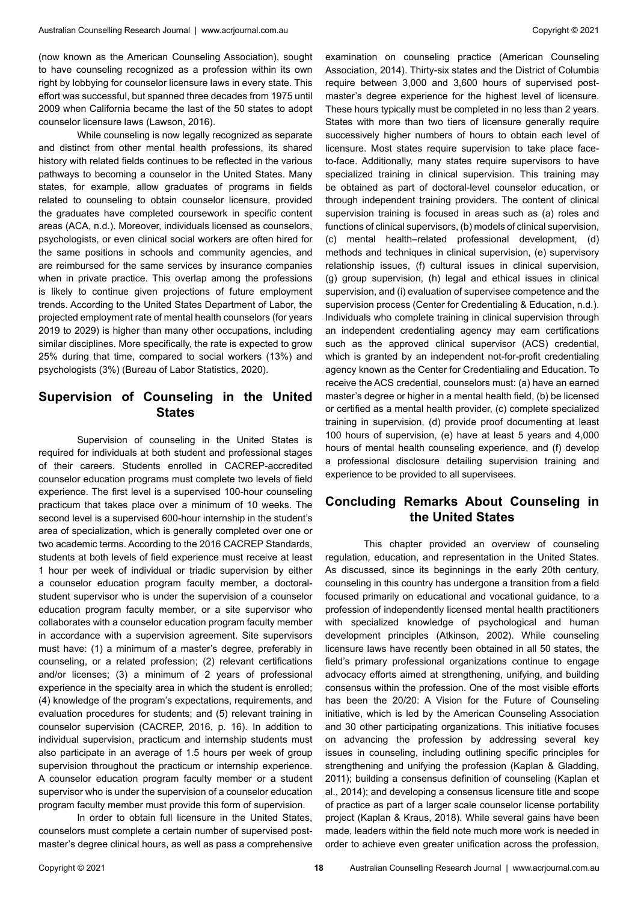(now known as the American Counseling Association), sought to have counseling recognized as a profession within its own right by lobbying for counselor licensure laws in every state. This effort was successful, but spanned three decades from 1975 until 2009 when California became the last of the 50 states to adopt counselor licensure laws (Lawson, 2016).

While counseling is now legally recognized as separate and distinct from other mental health professions, its shared history with related fields continues to be reflected in the various pathways to becoming a counselor in the United States. Many states, for example, allow graduates of programs in fields related to counseling to obtain counselor licensure, provided the graduates have completed coursework in specific content areas (ACA, n.d.). Moreover, individuals licensed as counselors, psychologists, or even clinical social workers are often hired for the same positions in schools and community agencies, and are reimbursed for the same services by insurance companies when in private practice. This overlap among the professions is likely to continue given projections of future employment trends. According to the United States Department of Labor, the projected employment rate of mental health counselors (for years 2019 to 2029) is higher than many other occupations, including similar disciplines. More specifically, the rate is expected to grow 25% during that time, compared to social workers (13%) and psychologists (3%) (Bureau of Labor Statistics, 2020).

## Supervision of Counseling in the United States

Supervision of counseling in the United States is required for individuals at both student and professional stages of their careers. Students enrolled in CACREP-accredited counselor education programs must complete two levels of field experience. The first level is a supervised 100-hour counseling practicum that takes place over a minimum of 10 weeks. The second level is a supervised 600-hour internship in the student's area of specialization, which is generally completed over one or two academic terms. According to the 2016 CACREP Standards, students at both levels of field experience must receive at least 1 hour per week of individual or triadic supervision by either a counselor education program faculty member, a doctoral-student supervisor who is under the supervision of a counselor education program faculty member, or a site supervisor who collaborates with a counselor education program faculty member in accordance with a supervision agreement. Site supervisors must have: (1) a minimum of a master's degree, preferably in counseling, or a related profession; (2) relevant certifications and/or licenses; (3) a minimum of 2 years of professional experience in the specialty area in which the student is enrolled; (4) knowledge of the program's expectations, requirements, and evaluation procedures for students; and (5) relevant training in counselor supervision (CACREP, 2016, p. 16). In addition to individual supervision, practicum and internship students must also participate in an average of 1.5 hours per week of group supervision throughout the practicum or internship experience. A counselor education program faculty member or a student supervisor who is under the supervision of a counselor education program faculty member must provide this form of supervision.

In order to obtain full licensure in the United States, counselors must complete a certain number of supervised post-master's degree clinical hours, as well as pass a comprehensive examination on counseling practice (American Counseling Association, 2014). Thirty-six states and the District of Columbia require between 3,000 and 3,600 hours of supervised post-master's degree experience for the highest level of licensure. These hours typically must be completed in no less than 2 years. States with more than two tiers of licensure generally require successively higher numbers of hours to obtain each level of licensure. Most states require supervision to take place face-to-face. Additionally, many states require supervisors to have specialized training in clinical supervision. This training may be obtained as part of doctoral-level counselor education, or through independent training providers. The content of clinical supervision training is focused in areas such as (a) roles and functions of clinical supervisors, (b) models of clinical supervision, (c) mental health–related professional development, (d) methods and techniques in clinical supervision, (e) supervisory relationship issues, (f) cultural issues in clinical supervision, (g) group supervision, (h) legal and ethical issues in clinical supervision, and (i) evaluation of supervisee competence and the supervision process (Center for Credentialing & Education, n.d.). Individuals who complete training in clinical supervision through an independent credentialing agency may earn certifications such as the approved clinical supervisor (ACS) credential, which is granted by an independent not-for-profit credentialing agency known as the Center for Credentialing and Education. To receive the ACS credential, counselors must: (a) have an earned master's degree or higher in a mental health field, (b) be licensed or certified as a mental health provider, (c) complete specialized training in supervision, (d) provide proof documenting at least 100 hours of supervision, (e) have at least 5 years and 4,000 hours of mental health counseling experience, and (f) develop a professional disclosure detailing supervision training and experience to be provided to all supervisees.

## Concluding Remarks About Counseling in the United States

This chapter provided an overview of counseling regulation, education, and representation in the United States. As discussed, since its beginnings in the early 20th century, counseling in this country has undergone a transition from a field focused primarily on educational and vocational guidance, to a profession of independently licensed mental health practitioners with specialized knowledge of psychological and human development principles (Atkinson, 2002). While counseling licensure laws have recently been obtained in all 50 states, the field's primary professional organizations continue to engage advocacy efforts aimed at strengthening, unifying, and building consensus within the profession. One of the most visible efforts has been the 20/20: A Vision for the Future of Counseling initiative, which is led by the American Counseling Association and 30 other participating organizations. This initiative focuses on advancing the profession by addressing several key issues in counseling, including outlining specific principles for strengthening and unifying the profession (Kaplan & Gladding, 2011); building a consensus definition of counseling (Kaplan et al., 2014); and developing a consensus licensure title and scope of practice as part of a larger scale counselor license portability project (Kaplan & Kraus, 2018). While several gains have been made, leaders within the field note much more work is needed in order to achieve even greater unification across the profession,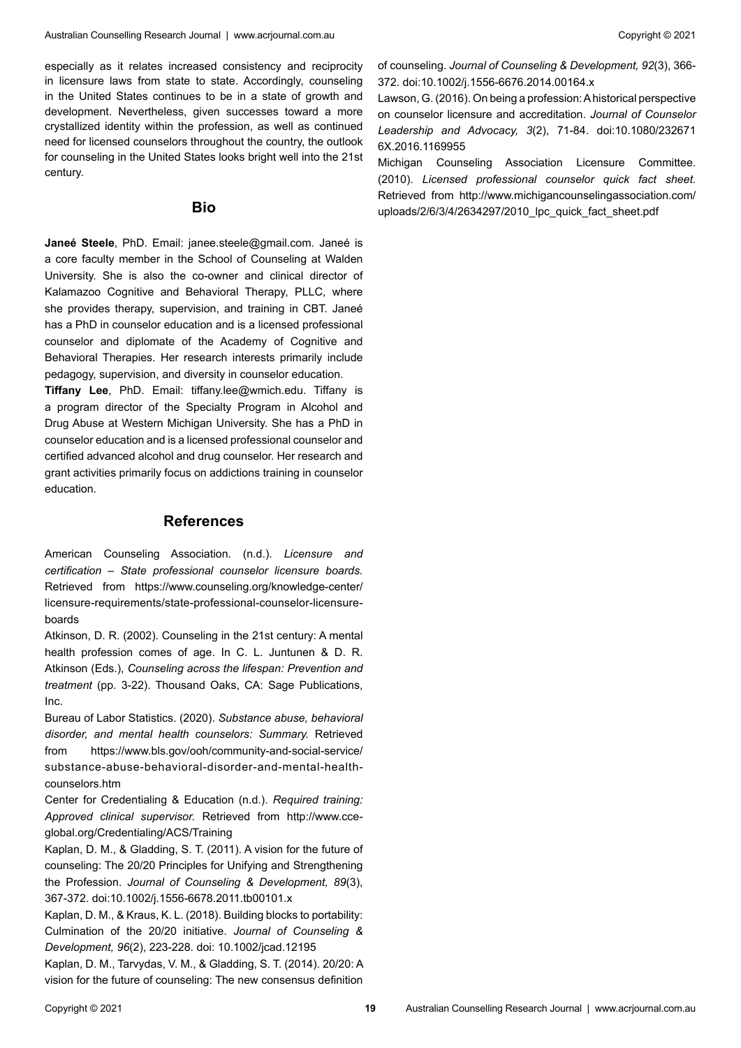especially as it relates increased consistency and reciprocity in licensure laws from state to state. Accordingly, counseling in the United States continues to be in a state of growth and development. Nevertheless, given successes toward a more crystallized identity within the profession, as well as continued need for licensed counselors throughout the country, the outlook for counseling in the United States looks bright well into the 21st century.

## Bio

**Janeé Steele**, PhD. Email: janee.steele@gmail.com. Janeé is a core faculty member in the School of Counseling at Walden University. She is also the co-owner and clinical director of Kalamazoo Cognitive and Behavioral Therapy, PLLC, where she provides therapy, supervision, and training in CBT. Janeé has a PhD in counselor education and is a licensed professional counselor and diplomate of the Academy of Cognitive and Behavioral Therapies. Her research interests primarily include pedagogy, supervision, and diversity in counselor education.

**Tiffany Lee**, PhD. Email: tiffany.lee@wmich.edu. Tiffany is a program director of the Specialty Program in Alcohol and Drug Abuse at Western Michigan University. She has a PhD in counselor education and is a licensed professional counselor and certified advanced alcohol and drug counselor. Her research and grant activities primarily focus on addictions training in counselor education.

## References

American Counseling Association. (n.d.). *Licensure and certification – State professional counselor licensure boards.* Retrieved from https://www.counseling.org/knowledge-center/licensure-requirements/state-professional-counselor-licensure-boards

Atkinson, D. R. (2002). Counseling in the 21st century: A mental health profession comes of age. In C. L. Juntunen & D. R. Atkinson (Eds.), *Counseling across the lifespan: Prevention and treatment* (pp. 3-22). Thousand Oaks, CA: Sage Publications, Inc.

Bureau of Labor Statistics. (2020). *Substance abuse, behavioral disorder, and mental health counselors: Summary.* Retrieved from https://www.bls.gov/ooh/community-and-social-service/substance-abuse-behavioral-disorder-and-mental-health-counselors.htm

Center for Credentialing & Education (n.d.). *Required training: Approved clinical supervisor.* Retrieved from http://www.cce-global.org/Credentialing/ACS/Training

Kaplan, D. M., & Gladding, S. T. (2011). A vision for the future of counseling: The 20/20 Principles for Unifying and Strengthening the Profession. *Journal of Counseling & Development, 89*(3), 367-372. doi:10.1002/j.1556-6678.2011.tb00101.x

Kaplan, D. M., & Kraus, K. L. (2018). Building blocks to portability: Culmination of the 20/20 initiative. *Journal of Counseling & Development, 96*(2), 223-228. doi: 10.1002/jcad.12195

Kaplan, D. M., Tarvydas, V. M., & Gladding, S. T. (2014). 20/20: A vision for the future of counseling: The new consensus definition of counseling. *Journal of Counseling & Development, 92*(3), 366-372. doi:10.1002/j.1556-6676.2014.00164.x

Lawson, G. (2016). On being a profession: A historical perspective on counselor licensure and accreditation. *Journal of Counselor Leadership and Advocacy, 3*(2), 71-84. doi:10.1080/2326716X.2016.1169955

Michigan Counseling Association Licensure Committee. (2010). *Licensed professional counselor quick fact sheet.* Retrieved from http://www.michigancounselingassociation.com/uploads/2/6/3/4/2634297/2010_lpc_quick_fact_sheet.pdf